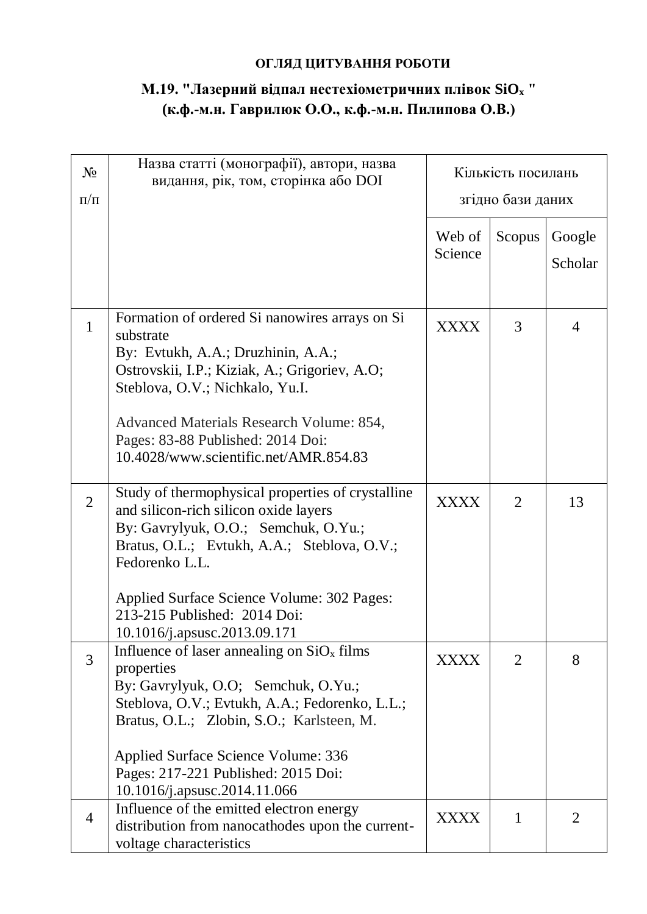**ОГЛЯД ЦИТУВАННЯ РОБОТИ**

**М.19. "Лазерний відпал нестехіометричних плівок $SiO_x$ "**
**(к.ф.-м.н. Гаврилюк О.О., к.ф.-м.н. Пилипова О.В.)**

| № п/п | Назва статті (монографії), автори, назва видання, рік, том, сторінка або DOI | Кількість посилань згідно бази даних | | |
|---|---|---|---|---|
| | | Web of Science | Scopus | Google Scholar |
| 1 | Formation of ordered Si nanowires arrays on Si substrate<br>By: Evtukh, A.A.; Druzhinin, A.A.; Ostrovskii, I.P.; Kiziak, A.; Grigoriev, A.O; Steblova, O.V.; Nichkalo, Yu.I.<br><br>Advanced Materials Research Volume: 854, Pages: 83-88 Published: 2014 Doi: 10.4028/www.scientific.net/AMR.854.83 | XXXX | 3 | 4 |
| 2 | Study of thermophysical properties of crystalline and silicon-rich silicon oxide layers<br>By: Gavrylyuk, O.O.; Semchuk, O.Yu.; Bratus, O.L.; Evtukh, A.A.; Steblova, O.V.; Fedorenko L.L.<br><br>Applied Surface Science Volume: 302 Pages: 213-215 Published: 2014 Doi: 10.1016/j.apsusc.2013.09.171 | XXXX | 2 | 13 |
| 3 | Influence of laser annealing on $SiO_x$ films properties<br>By: Gavrylyuk, O.O; Semchuk, O.Yu.; Steblova, O.V.; Evtukh, A.A.; Fedorenko, L.L.; Bratus, O.L.; Zlobin, S.O.; Karlsteen, M.<br><br>Applied Surface Science Volume: 336 Pages: 217-221 Published: 2015 Doi: 10.1016/j.apsusc.2014.11.066 | XXXX | 2 | 8 |
| 4 | Influence of the emitted electron energy distribution from nanocathodes upon the current-voltage characteristics | XXXX | 1 | 2 |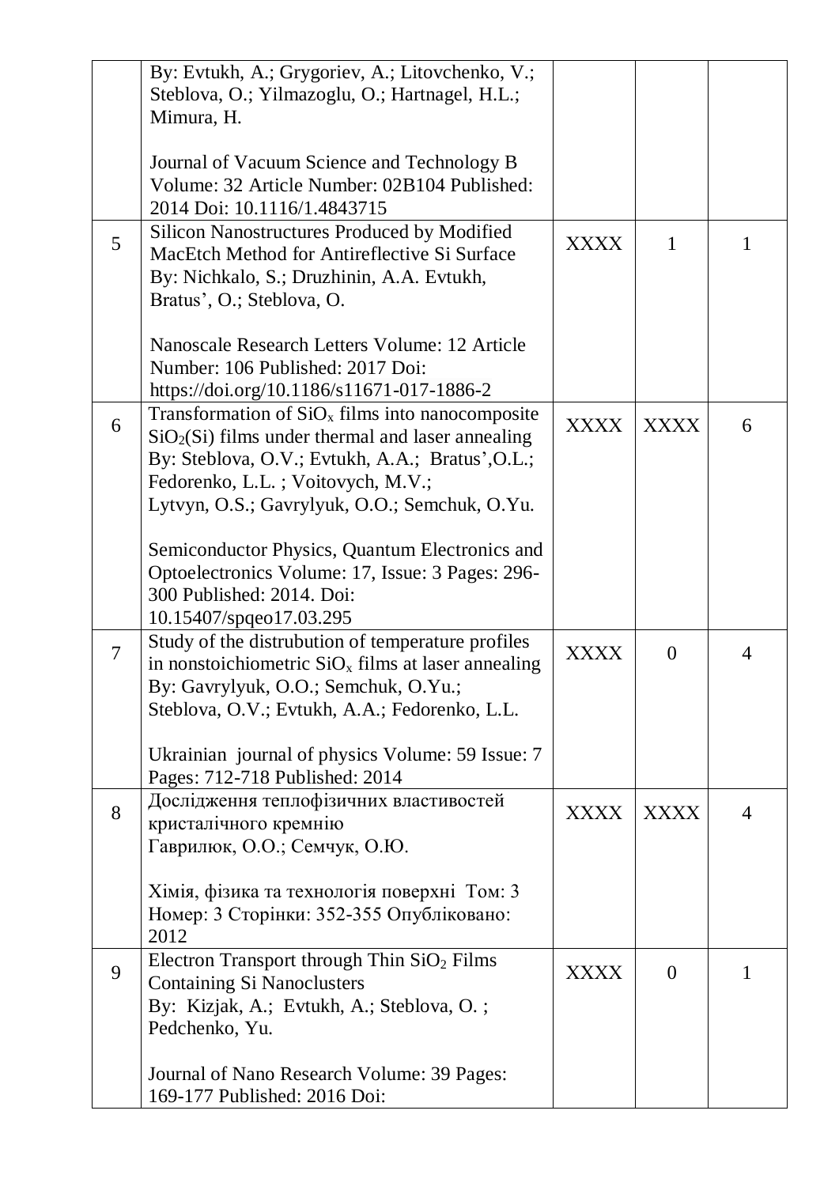| | | | | |
|---|---|---|---|---|
| | By: Evtukh, A.; Grygoriev, A.; Litovchenko, V.; Steblova, O.; Yilmazoglu, O.; Hartnagel, H.L.; Mimura, H.<br><br>Journal of Vacuum Science and Technology B Volume: 32 Article Number: 02B104 Published: 2014 Doi: 10.1116/1.4843715 | | | |
| 5 | Silicon Nanostructures Produced by Modified MacEtch Method for Antireflective Si Surface By: Nichkalo, S.; Druzhinin, A.A. Evtukh, Bratus’, O.; Steblova, O.<br><br>Nanoscale Research Letters Volume: 12 Article Number: 106 Published: 2017 Doi: https://doi.org/10.1186/s11671-017-1886-2 | XXXX | 1 | 1 |
| 6 | Transformation of $SiO_x$ films into nanocomposite $SiO_2$(Si) films under thermal and laser annealing By: Steblova, O.V.; Evtukh, A.A.; Bratus’,O.L.; Fedorenko, L.L. ; Voitovych, M.V.; Lytvyn, O.S.; Gavrylyuk, O.O.; Semchuk, O.Yu.<br><br>Semiconductor Physics, Quantum Electronics and Optoelectronics Volume: 17, Issue: 3 Pages: 296-300 Published: 2014. Doi: 10.15407/spqeo17.03.295 | XXXX | XXXX | 6 |
| 7 | Study of the distrubution of temperature profiles in nonstoichiometric $SiO_x$ films at laser annealing By: Gavrylyuk, O.O.; Semchuk, O.Yu.; Steblova, O.V.; Evtukh, A.A.; Fedorenko, L.L.<br><br>Ukrainian journal of physics Volume: 59 Issue: 7 Pages: 712-718 Published: 2014 | XXXX | 0 | 4 |
| 8 | Дослідження теплофізичних властивостей кристалічного кремнію Гаврилюк, О.О.; Семчук, О.Ю.<br><br>Хімія, фізика та технологія поверхні Том: 3 Номер: 3 Сторінки: 352-355 Опубліковано: 2012 | XXXX | XXXX | 4 |
| 9 | Electron Transport through Thin $SiO_2$ Films Containing Si Nanoclusters By: Kizjak, A.; Evtukh, A.; Steblova, O. ; Pedchenko, Yu.<br><br>Journal of Nano Research Volume: 39 Pages: 169-177 Published: 2016 Doi: | XXXX | 0 | 1 |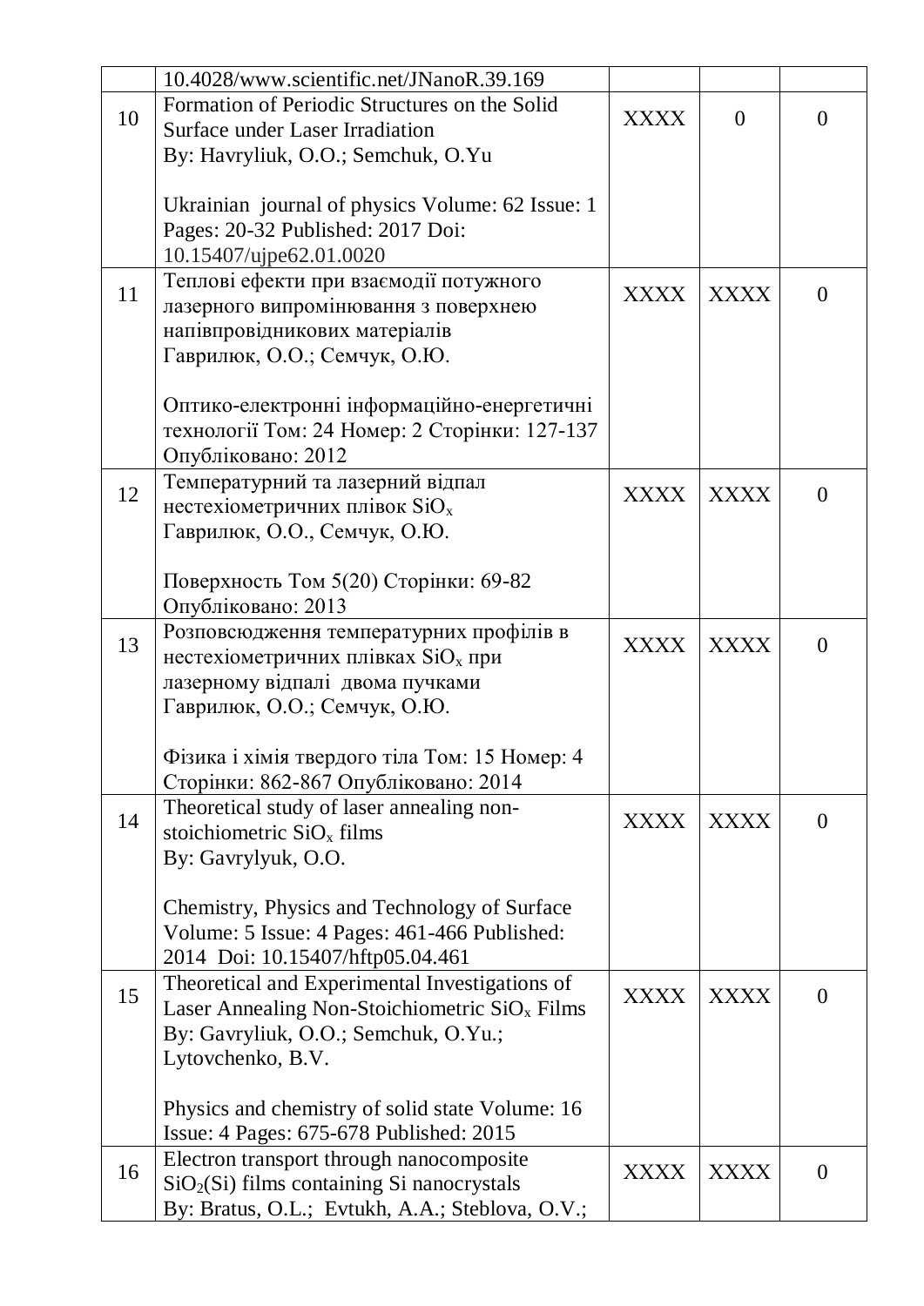| | | | | |
|---|---|---|---|---|
| | 10.4028/www.scientific.net/JNanoR.39.169 | | | |
| 10 | Formation of Periodic Structures on the Solid Surface under Laser Irradiation<br>By: Havryliuk, O.O.; Semchuk, O.Yu<br><br>Ukrainian journal of physics Volume: 62 Issue: 1 Pages: 20-32 Published: 2017 Doi: 10.15407/ujpe62.01.0020 | XXXX | 0 | 0 |
| 11 | Теплові ефекти при взаємодії потужного лазерного випромінювання з поверхнею напівпровідникових матеріалів<br>Гаврилюк, О.О.; Семчук, О.Ю.<br><br>Оптико-електронні інформаційно-енергетичні технології Том: 24 Номер: 2 Сторінки: 127-137 Опубліковано: 2012 | XXXX | XXXX | 0 |
| 12 | Температурний та лазерний відпал нестехіометричних плівок $SiO_x$<br>Гаврилюк, О.О., Семчук, О.Ю.<br><br>Поверхность Том 5(20) Сторінки: 69-82 Опубліковано: 2013 | XXXX | XXXX | 0 |
| 13 | Розповсюдження температурних профілів в нестехіометричних плівках $SiO_x$ при лазерному відпалі двома пучками<br>Гаврилюк, О.О.; Семчук, О.Ю.<br><br>Фізика і хімія твердого тіла Том: 15 Номер: 4 Сторінки: 862-867 Опубліковано: 2014 | XXXX | XXXX | 0 |
| 14 | Theoretical study of laser annealing non-stoichiometric $SiO_x$ films<br>By: Gavrylyuk, O.O.<br><br>Chemistry, Physics and Technology of Surface Volume: 5 Issue: 4 Pages: 461-466 Published: 2014 Doi: 10.15407/hftp05.04.461 | XXXX | XXXX | 0 |
| 15 | Theoretical and Experimental Investigations of Laser Annealing Non-Stoichiometric $SiO_x$ Films<br>By: Gavryliuk, O.O.; Semchuk, O.Yu.; Lytovchenko, B.V.<br><br>Physics and chemistry of solid state Volume: 16 Issue: 4 Pages: 675-678 Published: 2015 | XXXX | XXXX | 0 |
| 16 | Electron transport through nanocomposite $SiO_2$(Si) films containing Si nanocrystals<br>By: Bratus, O.L.; Evtukh, A.A.; Steblova, O.V.; | XXXX | XXXX | 0 |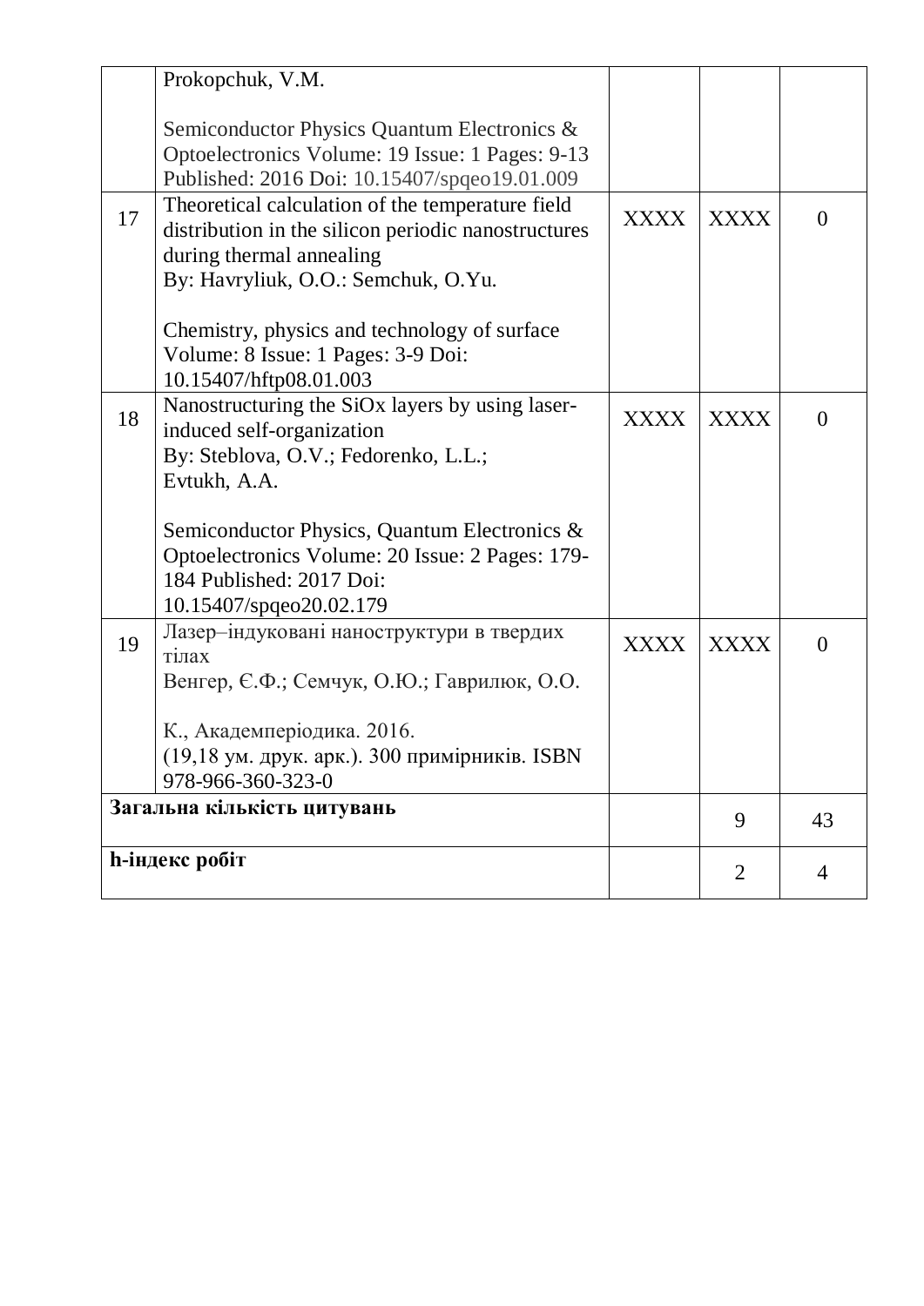| | | | | |
|---|---|---|---|---|
| | Prokopchuk, V.M.<br><br>Semiconductor Physics Quantum Electronics & Optoelectronics Volume: 19 Issue: 1 Pages: 9-13 Published: 2016 Doi: 10.15407/spqeo19.01.009 | | | |
| 17 | Theoretical calculation of the temperature field distribution in the silicon periodic nanostructures during thermal annealing<br>By: Havryliuk, O.O.: Semchuk, O.Yu.<br><br>Chemistry, physics and technology of surface Volume: 8 Issue: 1 Pages: 3-9 Doi: 10.15407/hftp08.01.003 | XXXX | XXXX | 0 |
| 18 | Nanostructuring the SiOx layers by using laser-induced self-organization<br>By: Steblova, O.V.; Fedorenko, L.L.; Evtukh, A.A.<br><br>Semiconductor Physics, Quantum Electronics & Optoelectronics Volume: 20 Issue: 2 Pages: 179-184 Published: 2017 Doi: 10.15407/spqeo20.02.179 | XXXX | XXXX | 0 |
| 19 | Лазер–індуковані наноструктури в твердих тілах<br>Венгер, Є.Ф.; Семчук, О.Ю.; Гаврилюк, О.О.<br><br>К., Академперіодика. 2016.<br>(19,18 ум. друк. арк.). 300 примірників. ISBN 978-966-360-323-0 | XXXX | XXXX | 0 |
| **Загальна кількість цитувань** | | | 9 | 43 |
| **h-індекс робіт** | | | 2 | 4 |